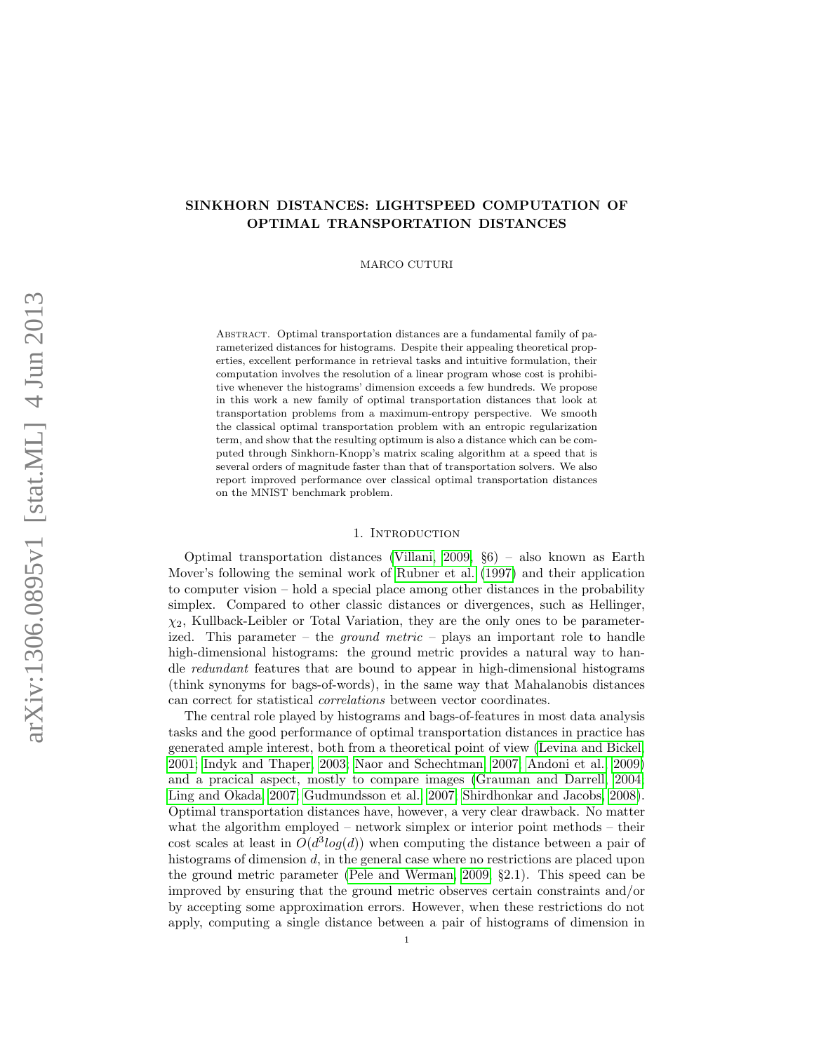# SINKHORN DISTANCES: LIGHTSPEED COMPUTATION OF OPTIMAL TRANSPORTATION DISTANCES

MARCO CUTURI

Abstract. Optimal transportation distances are a fundamental family of parameterized distances for histograms. Despite their appealing theoretical properties, excellent performance in retrieval tasks and intuitive formulation, their computation involves the resolution of a linear program whose cost is prohibitive whenever the histograms' dimension exceeds a few hundreds. We propose in this work a new family of optimal transportation distances that look at transportation problems from a maximum-entropy perspective. We smooth the classical optimal transportation problem with an entropic regularization term, and show that the resulting optimum is also a distance which can be computed through Sinkhorn-Knopp's matrix scaling algorithm at a speed that is several orders of magnitude faster than that of transportation solvers. We also report improved performance over classical optimal transportation distances on the MNIST benchmark problem.

## 1. Introduction

Optimal transportation distances (Villani, 2009, §6) – also known as Earth Mover's following the seminal work of Rubner et al. (1997) and their application to computer vision – hold a special place among other distances in the probability simplex. Compared to other classic distances or divergences, such as Hellinger, $\chi_2$, Kullback-Leibler or Total Variation, they are the only ones to be parameterized. This parameter – the *ground metric* – plays an important role to handle high-dimensional histograms: the ground metric provides a natural way to handle *redundant* features that are bound to appear in high-dimensional histograms (think synonyms for bags-of-words), in the same way that Mahalanobis distances can correct for statistical *correlations* between vector coordinates.

The central role played by histograms and bags-of-features in most data analysis tasks and the good performance of optimal transportation distances in practice has generated ample interest, both from a theoretical point of view (Levina and Bickel, 2001; Indyk and Thaper, 2003; Naor and Schechtman, 2007; Andoni et al., 2009) and a pracical aspect, mostly to compare images (Grauman and Darrell, 2004; Ling and Okada, 2007; Gudmundsson et al., 2007; Shirdhonkar and Jacobs, 2008). Optimal transportation distances have, however, a very clear drawback. No matter what the algorithm employed – network simplex or interior point methods – their cost scales at least in $O(d^3 log(d))$ when computing the distance between a pair of histograms of dimension $d$, in the general case where no restrictions are placed upon the ground metric parameter (Pele and Werman, 2009, §2.1). This speed can be improved by ensuring that the ground metric observes certain constraints and/or by accepting some approximation errors. However, when these restrictions do not apply, computing a single distance between a pair of histograms of dimension in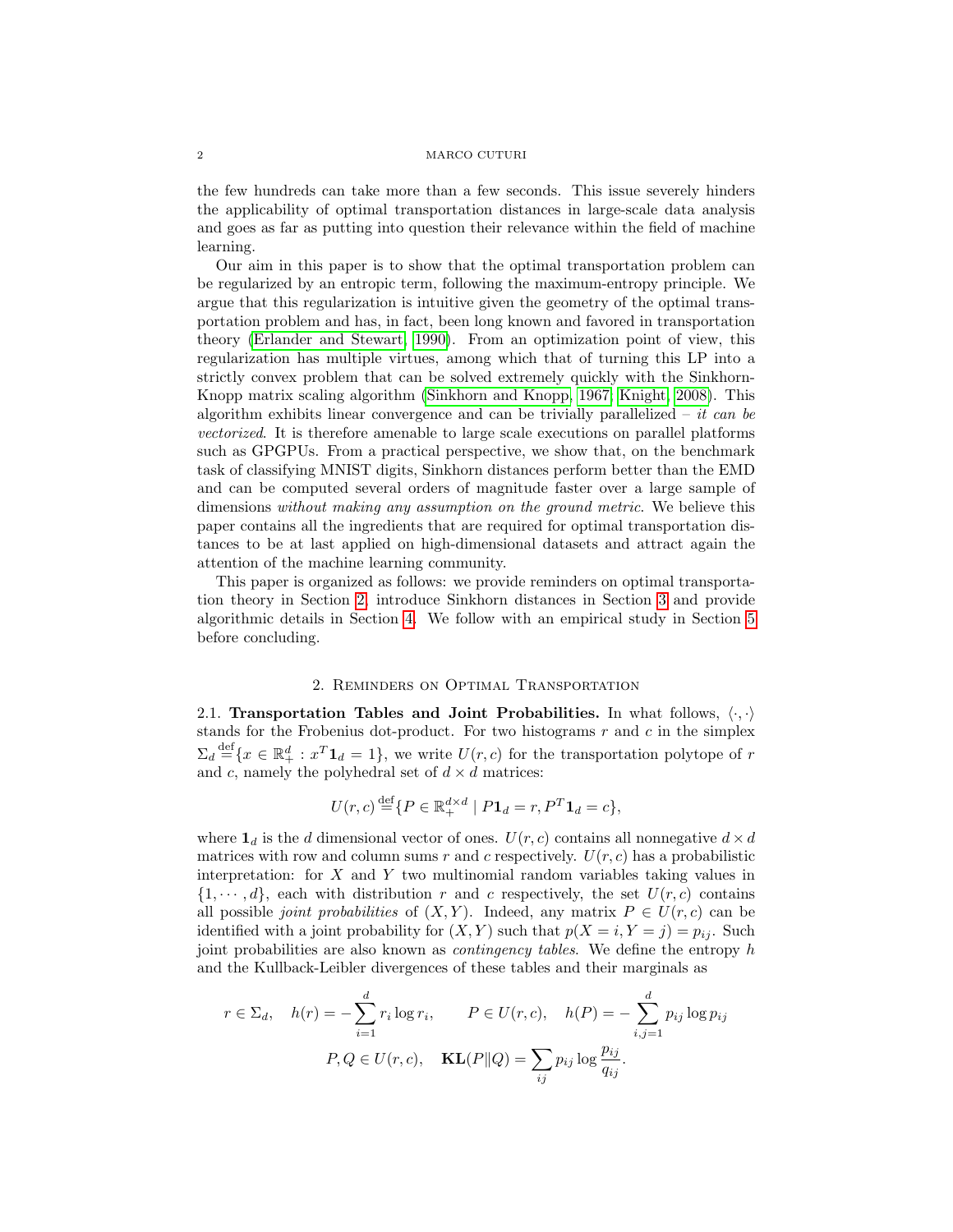the few hundreds can take more than a few seconds. This issue severely hinders the applicability of optimal transportation distances in large-scale data analysis and goes as far as putting into question their relevance within the field of machine learning.

Our aim in this paper is to show that the optimal transportation problem can be regularized by an entropic term, following the maximum-entropy principle. We argue that this regularization is intuitive given the geometry of the optimal transportation problem and has, in fact, been long known and favored in transportation theory (Erlander and Stewart, 1990). From an optimization point of view, this regularization has multiple virtues, among which that of turning this LP into a strictly convex problem that can be solved extremely quickly with the Sinkhorn-Knopp matrix scaling algorithm (Sinkhorn and Knopp, 1967; Knight, 2008). This algorithm exhibits linear convergence and can be trivially parallelized – *it can be vectorized*. It is therefore amenable to large scale executions on parallel platforms such as GPGPUs. From a practical perspective, we show that, on the benchmark task of classifying MNIST digits, Sinkhorn distances perform better than the EMD and can be computed several orders of magnitude faster over a large sample of dimensions *without making any assumption on the ground metric*. We believe this paper contains all the ingredients that are required for optimal transportation distances to be at last applied on high-dimensional datasets and attract again the attention of the machine learning community.

This paper is organized as follows: we provide reminders on optimal transportation theory in Section 2, introduce Sinkhorn distances in Section 3 and provide algorithmic details in Section 4. We follow with an empirical study in Section 5 before concluding.

## 2. Reminders on Optimal Transportation

2.1. **Transportation Tables and Joint Probabilities.** In what follows, $\langle \cdot, \cdot \rangle$ stands for the Frobenius dot-product. For two histograms $r$ and $c$ in the simplex $\Sigma_d \overset{\text{def}}{=} \{x \in \mathbb{R}_+^d : x^T \mathbf{1}_d = 1\}$, we write $U(r,c)$ for the transportation polytope of $r$ and $c$, namely the polyhedral set of $d \times d$ matrices:

$$U(r,c) \overset{\text{def}}{=} \{P \in \mathbb{R}_+^{d\times d} \mid P\mathbf{1}_d = r, P^T\mathbf{1}_d = c\},$$

where $\mathbf{1}_d$ is the $d$ dimensional vector of ones. $U(r,c)$ contains all nonnegative $d \times d$ matrices with row and column sums $r$ and $c$ respectively. $U(r,c)$ has a probabilistic interpretation: for $X$ and $Y$ two multinomial random variables taking values in $\{1, \cdots, d\}$, each with distribution $r$ and $c$ respectively, the set $U(r,c)$ contains all possible *joint probabilities* of $(X,Y)$. Indeed, any matrix $P \in U(r,c)$ can be identified with a joint probability for $(X,Y)$ such that $p(X = i, Y = j) = p_{ij}$. Such joint probabilities are also known as *contingency tables*. We define the entropy $h$ and the Kullback-Leibler divergences of these tables and their marginals as

$$r \in \Sigma_d, \quad h(r) = -\sum_{i=1}^{d} r_i \log r_i, \qquad P \in U(r,c), \quad h(P) = -\sum_{i,j=1}^{d} p_{ij} \log p_{ij}$$

$$P, Q \in U(r,c), \quad \mathbf{KL}(P\|Q) = \sum_{ij} p_{ij} \log \frac{p_{ij}}{q_{ij}}.$$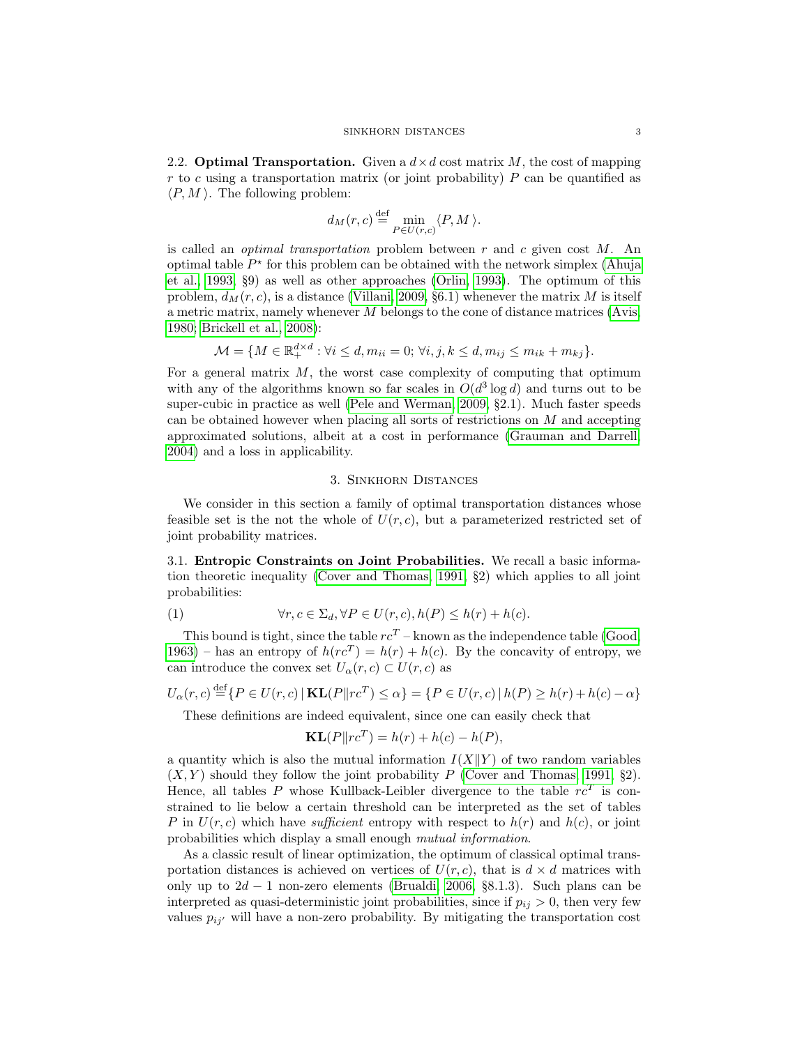2.2. **Optimal Transportation.** Given a $d \times d$ cost matrix $M$, the cost of mapping $r$ to $c$ using a transportation matrix (or joint probability) $P$ can be quantified as $\langle P, M \rangle$. The following problem:

$$d_M(r,c) \stackrel{\text{def}}{=} \min_{P \in U(r,c)} \langle P, M \rangle.$$

is called an *optimal transportation* problem between $r$ and $c$ given cost $M$. An optimal table $P^\star$ for this problem can be obtained with the network simplex (Ahuja et al., 1993, §9) as well as other approaches (Orlin, 1993). The optimum of this problem, $d_M(r,c)$, is a distance (Villani, 2009, §6.1) whenever the matrix $M$ is itself a metric matrix, namely whenever $M$ belongs to the cone of distance matrices (Avis, 1980; Brickell et al., 2008):

$$\mathcal{M} = \{M \in \mathbb{R}_+^{d\times d} : \forall i \leq d, m_{ii} = 0; \forall i,j,k \leq d, m_{ij} \leq m_{ik} + m_{kj}\}.$$

For a general matrix $M$, the worst case complexity of computing that optimum with any of the algorithms known so far scales in $O(d^3 \log d)$ and turns out to be super-cubic in practice as well (Pele and Werman, 2009, §2.1). Much faster speeds can be obtained however when placing all sorts of restrictions on $M$ and accepting approximated solutions, albeit at a cost in performance (Grauman and Darrell, 2004) and a loss in applicability.

## 3. Sinkhorn Distances

We consider in this section a family of optimal transportation distances whose feasible set is the not the whole of $U(r,c)$, but a parameterized restricted set of joint probability matrices.

3.1. **Entropic Constraints on Joint Probabilities.** We recall a basic information theoretic inequality (Cover and Thomas, 1991, §2) which applies to all joint probabilities:

$$\forall r, c \in \Sigma_d, \forall P \in U(r,c), h(P) \leq h(r) + h(c). \tag{1}$$

This bound is tight, since the table $rc^T$ – known as the independence table (Good, 1963) – has an entropy of $h(rc^T) = h(r) + h(c)$. By the concavity of entropy, we can introduce the convex set $U_\alpha(r,c) \subset U(r,c)$ as

$$U_\alpha(r,c) \stackrel{\text{def}}{=} \{P \in U(r,c) \,|\, \mathbf{KL}(P\|rc^T) \leq \alpha\} = \{P \in U(r,c) \,|\, h(P) \geq h(r) + h(c) - \alpha\}$$

These definitions are indeed equivalent, since one can easily check that

$$\mathbf{KL}(P\|rc^T) = h(r) + h(c) - h(P),$$

a quantity which is also the mutual information $I(X\|Y)$ of two random variables $(X,Y)$ should they follow the joint probability $P$ (Cover and Thomas, 1991, §2). Hence, all tables $P$ whose Kullback-Leibler divergence to the table $rc^T$ is constrained to lie below a certain threshold can be interpreted as the set of tables $P$ in $U(r,c)$ which have *sufficient* entropy with respect to $h(r)$ and $h(c)$, or joint probabilities which display a small enough *mutual information*.

As a classic result of linear optimization, the optimum of classical optimal transportation distances is achieved on vertices of $U(r,c)$, that is $d \times d$ matrices with only up to $2d-1$ non-zero elements (Brualdi, 2006, §8.1.3). Such plans can be interpreted as quasi-deterministic joint probabilities, since if $p_{ij} > 0$, then very few values $p_{ij'}$ will have a non-zero probability. By mitigating the transportation cost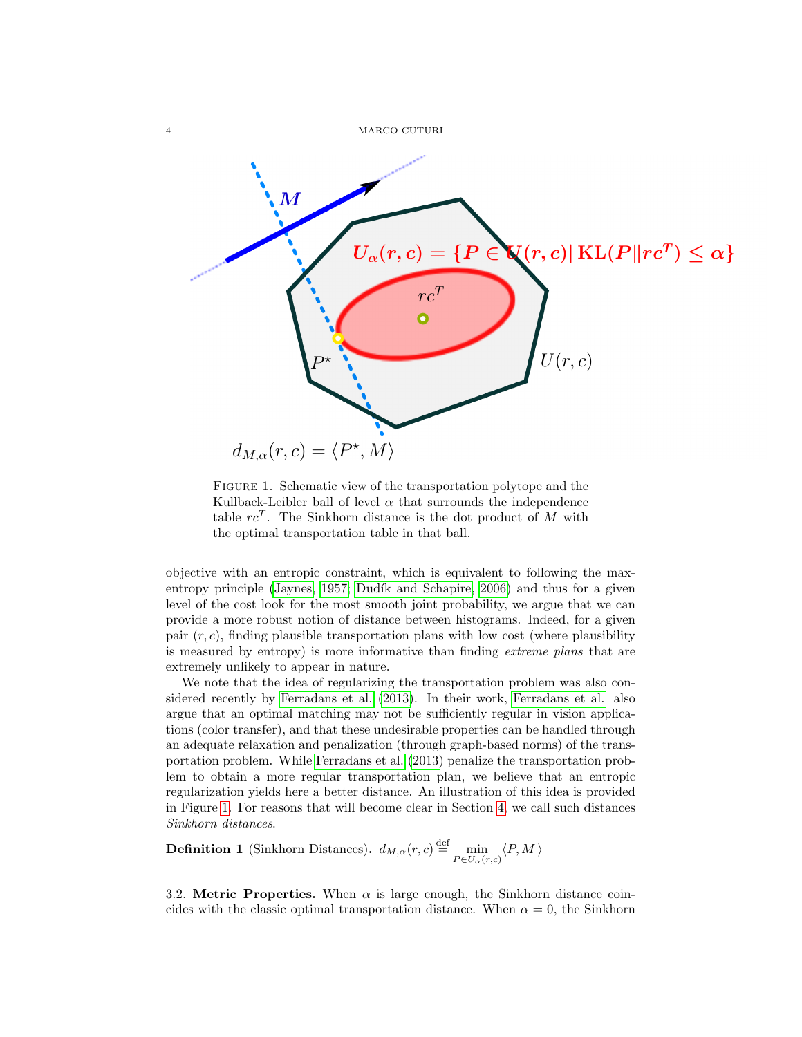FIGURE 1. Schematic view of the transportation polytope and the Kullback-Leibler ball of level $\alpha$ that surrounds the independence table $rc^T$. The Sinkhorn distance is the dot product of $M$ with the optimal transportation table in that ball.

objective with an entropic constraint, which is equivalent to following the max-entropy principle (Jaynes, 1957; Dudík and Schapire, 2006) and thus for a given level of the cost look for the most smooth joint probability, we argue that we can provide a more robust notion of distance between histograms. Indeed, for a given pair $(r, c)$, finding plausible transportation plans with low cost (where plausibility is measured by entropy) is more informative than finding *extreme plans* that are extremely unlikely to appear in nature.

We note that the idea of regularizing the transportation problem was also considered recently by Ferradans et al. (2013). In their work, Ferradans et al. also argue that an optimal matching may not be sufficiently regular in vision applications (color transfer), and that these undesirable properties can be handled through an adequate relaxation and penalization (through graph-based norms) of the transportation problem. While Ferradans et al. (2013) penalize the transportation problem to obtain a more regular transportation plan, we believe that an entropic regularization yields here a better distance. An illustration of this idea is provided in Figure 1. For reasons that will become clear in Section 4, we call such distances *Sinkhorn distances*.

**Definition 1** (Sinkhorn Distances). $d_{M,\alpha}(r,c) \stackrel{\text{def}}{=} \min_{P \in U_\alpha(r,c)} \langle P, M \rangle$

3.2. **Metric Properties.** When $\alpha$ is large enough, the Sinkhorn distance coincides with the classic optimal transportation distance. When $\alpha = 0$, the Sinkhorn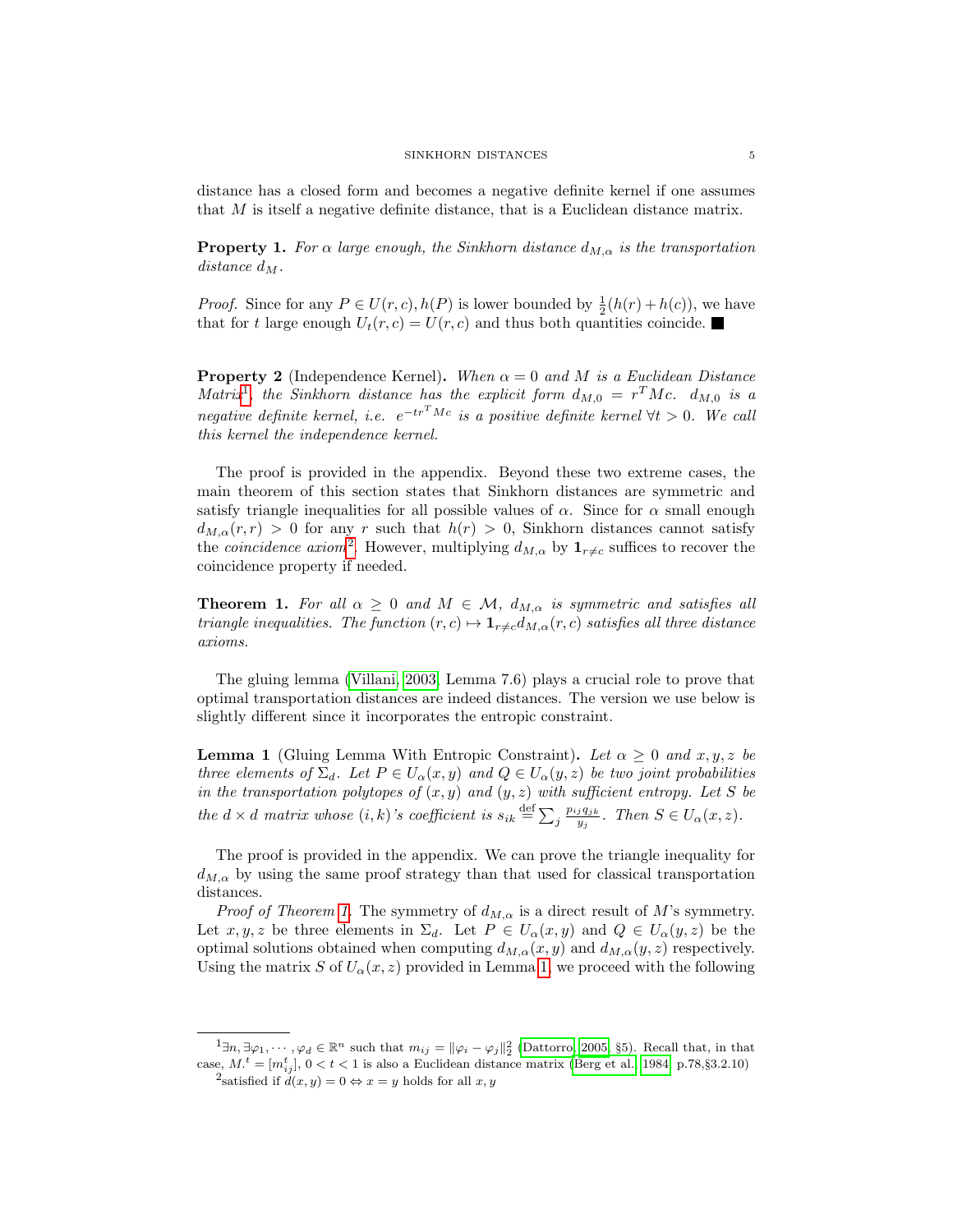distance has a closed form and becomes a negative definite kernel if one assumes that $M$ is itself a negative definite distance, that is a Euclidean distance matrix.

**Property 1.** *For $\alpha$ large enough, the Sinkhorn distance $d_{M,\alpha}$ is the transportation distance $d_M$.*

*Proof.* Since for any $P \in U(r,c), h(P)$ is lower bounded by $\frac{1}{2}(h(r)+h(c))$, we have that for $t$ large enough $U_t(r,c) = U(r,c)$ and thus both quantities coincide. ■

**Property 2** (Independence Kernel)**.** *When $\alpha = 0$ and $M$ is a Euclidean Distance Matrix*[1]*, the Sinkhorn distance has the explicit form $d_{M,0} = r^T M c$. $d_{M,0}$ is a negative definite kernel, i.e. $e^{-tr^T Mc}$ is a positive definite kernel $\forall t > 0$. We call this kernel the independence kernel.*

The proof is provided in the appendix. Beyond these two extreme cases, the main theorem of this section states that Sinkhorn distances are symmetric and satisfy triangle inequalities for all possible values of $\alpha$. Since for $\alpha$ small enough $d_{M,\alpha}(r,r) > 0$ for any $r$ such that $h(r) > 0$, Sinkhorn distances cannot satisfy the *coincidence axiom*[2]. However, multiplying $d_{M,\alpha}$ by $\mathbf{1}_{r \neq c}$ suffices to recover the coincidence property if needed.

**Theorem 1.** *For all $\alpha \geq 0$ and $M \in \mathcal{M}$, $d_{M,\alpha}$ is symmetric and satisfies all triangle inequalities. The function $(r,c) \mapsto \mathbf{1}_{r \neq c} d_{M,\alpha}(r,c)$ satisfies all three distance axioms.*

The gluing lemma (Villani, 2003, Lemma 7.6) plays a crucial role to prove that optimal transportation distances are indeed distances. The version we use below is slightly different since it incorporates the entropic constraint.

**Lemma 1** (Gluing Lemma With Entropic Constraint)**.** *Let $\alpha \geq 0$ and $x, y, z$ be three elements of $\Sigma_d$. Let $P \in U_\alpha(x,y)$ and $Q \in U_\alpha(y,z)$ be two joint probabilities in the transportation polytopes of $(x,y)$ and $(y,z)$ with sufficient entropy. Let $S$ be the $d \times d$ matrix whose $(i,k)$'s coefficient is $s_{ik} \stackrel{\text{def}}{=} \sum_j \frac{p_{ij} q_{jk}}{y_j}$. Then $S \in U_\alpha(x,z)$.*

The proof is provided in the appendix. We can prove the triangle inequality for $d_{M,\alpha}$ by using the same proof strategy than that used for classical transportation distances.

*Proof of Theorem 1.* The symmetry of $d_{M,\alpha}$ is a direct result of $M$'s symmetry. Let $x, y, z$ be three elements in $\Sigma_d$. Let $P \in U_\alpha(x,y)$ and $Q \in U_\alpha(y,z)$ be the optimal solutions obtained when computing $d_{M,\alpha}(x,y)$ and $d_{M,\alpha}(y,z)$ respectively. Using the matrix $S$ of $U_\alpha(x,z)$ provided in Lemma 1, we proceed with the following

---

[1] $\exists n, \exists \varphi_1, \cdots, \varphi_d \in \mathbb{R}^n$ such that $m_{ij} = \|\varphi_i - \varphi_j\|_2^2$ (Dattorro, 2005, §5). Recall that, in that case, $M.^t = [m_{ij}^t]$, $0 < t < 1$ is also a Euclidean distance matrix (Berg et al., 1984, p.78,§3.2.10)

[2] satisfied if $d(x,y) = 0 \Leftrightarrow x = y$ holds for all $x, y$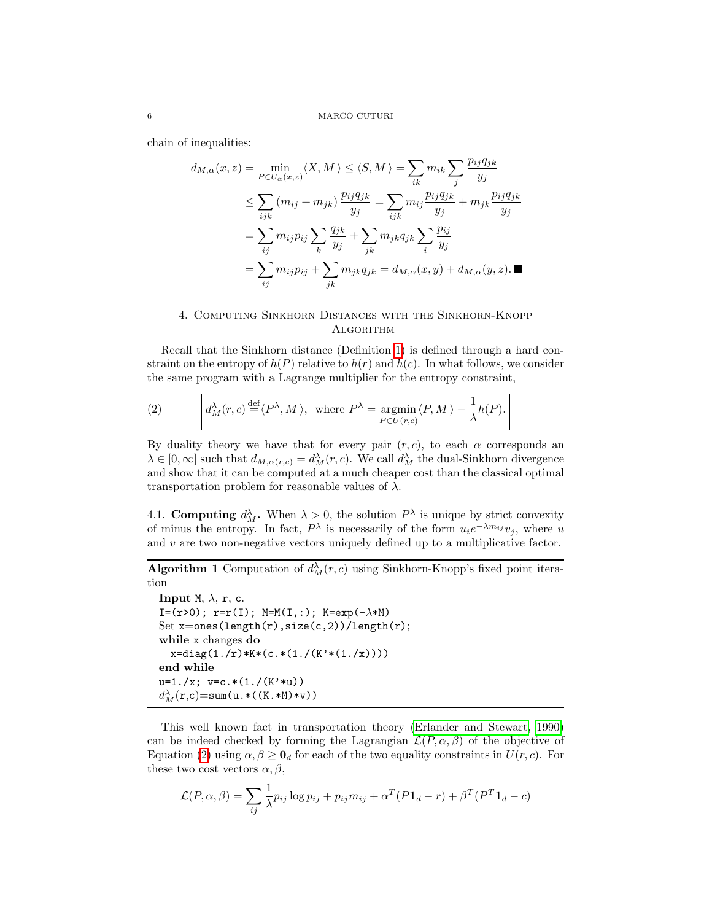chain of inequalities:

$$
\begin{aligned}
d_{M,\alpha}(x,z) &= \min_{P\in U_\alpha(x,z)} \langle X, M\,\rangle \leq \langle S, M\,\rangle = \sum_{ik} m_{ik} \sum_j \frac{p_{ij}q_{jk}}{y_j} \\
&\leq \sum_{ijk} (m_{ij}+m_{jk})\, \frac{p_{ij}q_{jk}}{y_j} = \sum_{ijk} m_{ij}\frac{p_{ij}q_{jk}}{y_j} + m_{jk}\frac{p_{ij}q_{jk}}{y_j} \\
&= \sum_{ij} m_{ij}p_{ij} \sum_k \frac{q_{jk}}{y_j} + \sum_{jk} m_{jk}q_{jk} \sum_i \frac{p_{ij}}{y_j} \\
&= \sum_{ij} m_{ij}p_{ij} + \sum_{jk} m_{jk}q_{jk} = d_{M,\alpha}(x,y) + d_{M,\alpha}(y,z). \blacksquare
\end{aligned}
$$

## 4. Computing Sinkhorn Distances with the Sinkhorn-Knopp Algorithm

Recall that the Sinkhorn distance (Definition 1) is defined through a hard constraint on the entropy of $h(P)$ relative to $h(r)$ and $h(c)$. In what follows, we consider the same program with a Lagrange multiplier for the entropy constraint,

$$
d_M^\lambda(r,c) \stackrel{\text{def}}{=} \langle P^\lambda, M\,\rangle, \ \text{ where } P^\lambda = \underset{P\in U(r,c)}{\operatorname{argmin}} \langle P, M\,\rangle - \frac{1}{\lambda} h(P). \tag{2}
$$

By duality theory we have that for every pair $(r,c)$, to each $\alpha$ corresponds an $\lambda \in [0,\infty]$ such that $d_{M,\alpha(r,c)} = d_M^\lambda(r,c)$. We call $d_M^\lambda$ the dual-Sinkhorn divergence and show that it can be computed at a much cheaper cost than the classical optimal transportation problem for reasonable values of $\lambda$.

4.1. **Computing $d_M^\lambda$.** When $\lambda > 0$, the solution $P^\lambda$ is unique by strict convexity of minus the entropy. In fact, $P^\lambda$ is necessarily of the form $u_i e^{-\lambda m_{ij}} v_j$, where $u$ and $v$ are two non-negative vectors uniquely defined up to a multiplicative factor.

**Algorithm 1** Computation of $d_M^\lambda(r,c)$ using Sinkhorn-Knopp's fixed point iteration

```
Input M, λ, r, c.
I=(r>0); r=r(I); M=M(I,:); K=exp(-λ*M)
Set x=ones(length(r),size(c,2))/length(r);
while x changes do
  x=diag(1./r)*K*(c.*(1./(K'*(1./x))))
end while
u=1./x; v=c.*(1./(K'*u))
d_M^λ(r,c)=sum(u.*((K.*M)*v))
```

This well known fact in transportation theory (Erlander and Stewart, 1990) can be indeed checked by forming the Lagrangian $\mathcal{L}(P,\alpha,\beta)$ of the objective of Equation (2) using $\alpha, \beta \geq \mathbf{0}_d$ for each of the two equality constraints in $U(r,c)$. For these two cost vectors $\alpha, \beta$,

$$
\mathcal{L}(P,\alpha,\beta) = \sum_{ij} \frac{1}{\lambda} p_{ij}\log p_{ij} + p_{ij}m_{ij} + \alpha^T(P\mathbf{1}_d - r) + \beta^T(P^T\mathbf{1}_d - c)
$$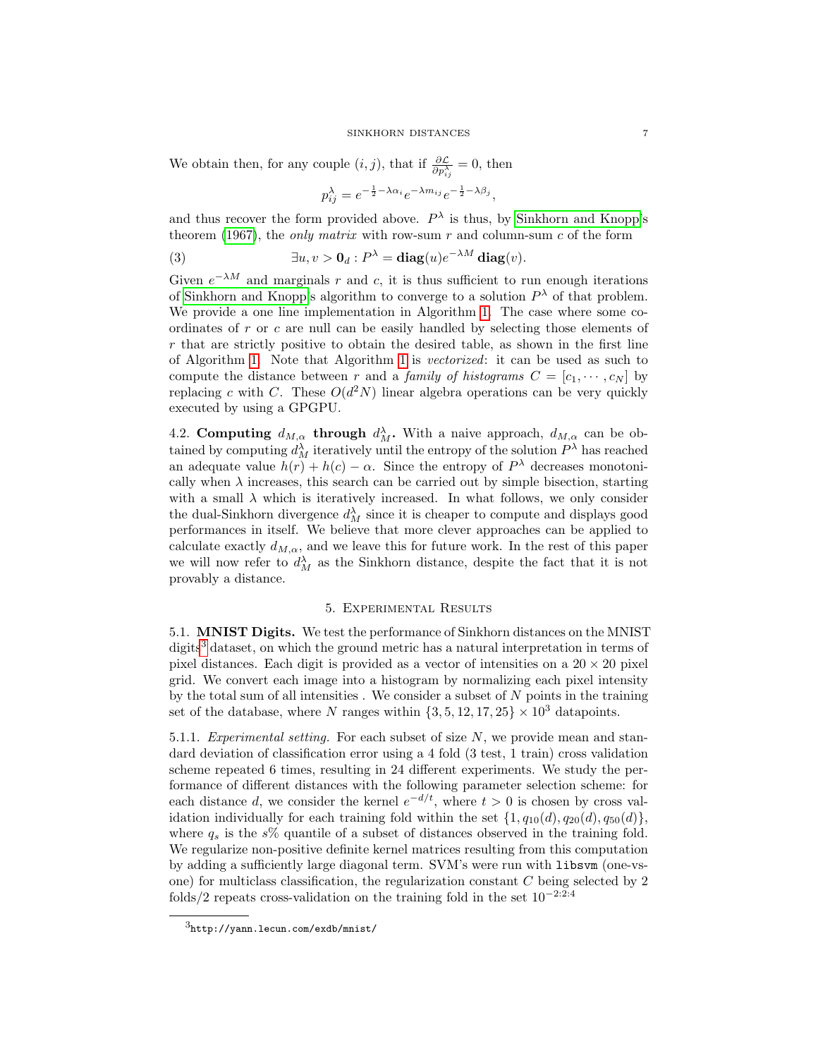We obtain then, for any couple $(i, j)$, that if $\frac{\partial \mathcal{L}}{\partial p_{ij}^{\lambda}} = 0$, then

$$p_{ij}^{\lambda} = e^{-\frac{1}{2}-\lambda\alpha_i} e^{-\lambda m_{ij}} e^{-\frac{1}{2}-\lambda\beta_j},$$

and thus recover the form provided above. $P^{\lambda}$ is thus, by Sinkhorn and Knopp's theorem (1967), the *only matrix* with row-sum $r$ and column-sum $c$ of the form

$$\exists u, v > \mathbf{0}_d : P^{\lambda} = \mathbf{diag}(u) e^{-\lambda M} \, \mathbf{diag}(v). \tag{3}$$

Given $e^{-\lambda M}$ and marginals $r$ and $c$, it is thus sufficient to run enough iterations of Sinkhorn and Knopp's algorithm to converge to a solution $P^{\lambda}$ of that problem. We provide a one line implementation in Algorithm 1. The case where some coordinates of $r$ or $c$ are null can be easily handled by selecting those elements of $r$ that are strictly positive to obtain the desired table, as shown in the first line of Algorithm 1. Note that Algorithm 1 is *vectorized*: it can be used as such to compute the distance between $r$ and a *family of histograms* $C = [c_1, \cdots, c_N]$ by replacing $c$ with $C$. These $O(d^2 N)$ linear algebra operations can be very quickly executed by using a GPGPU.

4.2. **Computing $d_{M,\alpha}$ through $d_M^{\lambda}$.** With a naive approach, $d_{M,\alpha}$ can be obtained by computing $d_M^{\lambda}$ iteratively until the entropy of the solution $P^{\lambda}$ has reached an adequate value $h(r) + h(c) - \alpha$. Since the entropy of $P^{\lambda}$ decreases monotonically when $\lambda$ increases, this search can be carried out by simple bisection, starting with a small $\lambda$ which is iteratively increased. In what follows, we only consider the dual-Sinkhorn divergence $d_M^{\lambda}$ since it is cheaper to compute and displays good performances in itself. We believe that more clever approaches can be applied to calculate exactly $d_{M,\alpha}$, and we leave this for future work. In the rest of this paper we will now refer to $d_M^{\lambda}$ as the Sinkhorn distance, despite the fact that it is not provably a distance.

## 5. Experimental Results

5.1. **MNIST Digits.** We test the performance of Sinkhorn distances on the MNIST digits[3] dataset, on which the ground metric has a natural interpretation in terms of pixel distances. Each digit is provided as a vector of intensities on a $20 \times 20$ pixel grid. We convert each image into a histogram by normalizing each pixel intensity by the total sum of all intensities . We consider a subset of $N$ points in the training set of the database, where $N$ ranges within $\{3, 5, 12, 17, 25\} \times 10^3$ datapoints.

5.1.1. *Experimental setting.* For each subset of size $N$, we provide mean and standard deviation of classification error using a 4 fold (3 test, 1 train) cross validation scheme repeated 6 times, resulting in 24 different experiments. We study the performance of different distances with the following parameter selection scheme: for each distance $d$, we consider the kernel $e^{-d/t}$, where $t > 0$ is chosen by cross validation individually for each training fold within the set $\{1, q_{10}(d), q_{20}(d), q_{50}(d)\}$, where $q_s$ is the $s$% quantile of a subset of distances observed in the training fold. We regularize non-positive definite kernel matrices resulting from this computation by adding a sufficiently large diagonal term. SVM's were run with `libsvm` (one-vs-one) for multiclass classification, the regularization constant $C$ being selected by 2 folds/2 repeats cross-validation on the training fold in the set $10^{-2:2:4}$

[3] `http://yann.lecun.com/exdb/mnist/`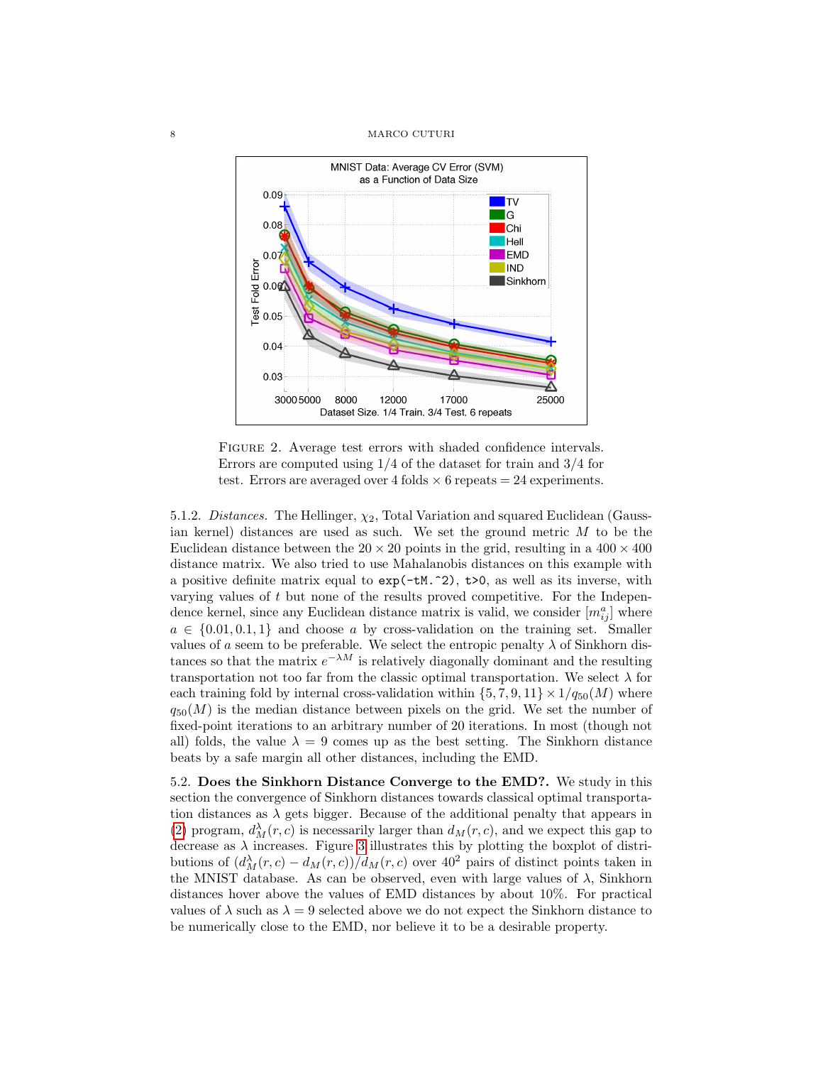FIGURE 2. Average test errors with shaded confidence intervals. Errors are computed using 1/4 of the dataset for train and 3/4 for test. Errors are averaged over 4 folds × 6 repeats = 24 experiments.

5.1.2. *Distances.* The Hellinger, $\chi_2$, Total Variation and squared Euclidean (Gaussian kernel) distances are used as such. We set the ground metric $M$ to be the Euclidean distance between the $20 \times 20$ points in the grid, resulting in a $400 \times 400$ distance matrix. We also tried to use Mahalanobis distances on this example with a positive definite matrix equal to `exp(-tM.^2)`, `t>0`, as well as its inverse, with varying values of $t$ but none of the results proved competitive. For the Independence kernel, since any Euclidean distance matrix is valid, we consider $[m_{ij}^a]$ where $a \in \{0.01, 0.1, 1\}$ and choose $a$ by cross-validation on the training set. Smaller values of $a$ seem to be preferable. We select the entropic penalty $\lambda$ of Sinkhorn distances so that the matrix $e^{-\lambda M}$ is relatively diagonally dominant and the resulting transportation not too far from the classic optimal transportation. We select $\lambda$ for each training fold by internal cross-validation within $\{5, 7, 9, 11\} \times 1/q_{50}(M)$ where $q_{50}(M)$ is the median distance between pixels on the grid. We set the number of fixed-point iterations to an arbitrary number of 20 iterations. In most (though not all) folds, the value $\lambda = 9$ comes up as the best setting. The Sinkhorn distance beats by a safe margin all other distances, including the EMD.

5.2. **Does the Sinkhorn Distance Converge to the EMD?.** We study in this section the convergence of Sinkhorn distances towards classical optimal transportation distances as $\lambda$ gets bigger. Because of the additional penalty that appears in (2) program, $d_M^\lambda(r, c)$ is necessarily larger than $d_M(r, c)$, and we expect this gap to decrease as $\lambda$ increases. Figure 3 illustrates this by plotting the boxplot of distributions of $(d_M^\lambda(r, c) - d_M(r, c))/d_M(r, c)$ over $40^2$ pairs of distinct points taken in the MNIST database. As can be observed, even with large values of $\lambda$, Sinkhorn distances hover above the values of EMD distances by about 10%. For practical values of $\lambda$ such as $\lambda = 9$ selected above we do not expect the Sinkhorn distance to be numerically close to the EMD, nor believe it to be a desirable property.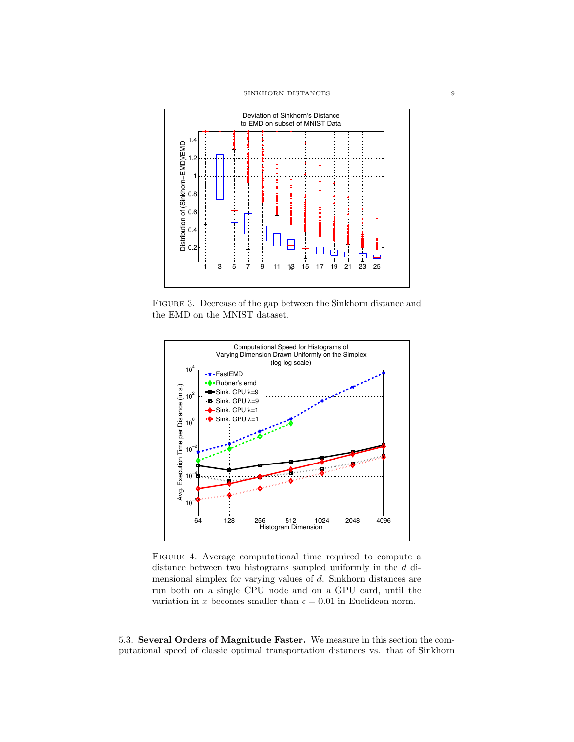FIGURE 3. Decrease of the gap between the Sinkhorn distance and the EMD on the MNIST dataset.

FIGURE 4. Average computational time required to compute a distance between two histograms sampled uniformly in the $d$ dimensional simplex for varying values of $d$. Sinkhorn distances are run both on a single CPU node and on a GPU card, until the variation in $x$ becomes smaller than $\epsilon = 0.01$ in Euclidean norm.

5.3. **Several Orders of Magnitude Faster.** We measure in this section the computational speed of classic optimal transportation distances vs. that of Sinkhorn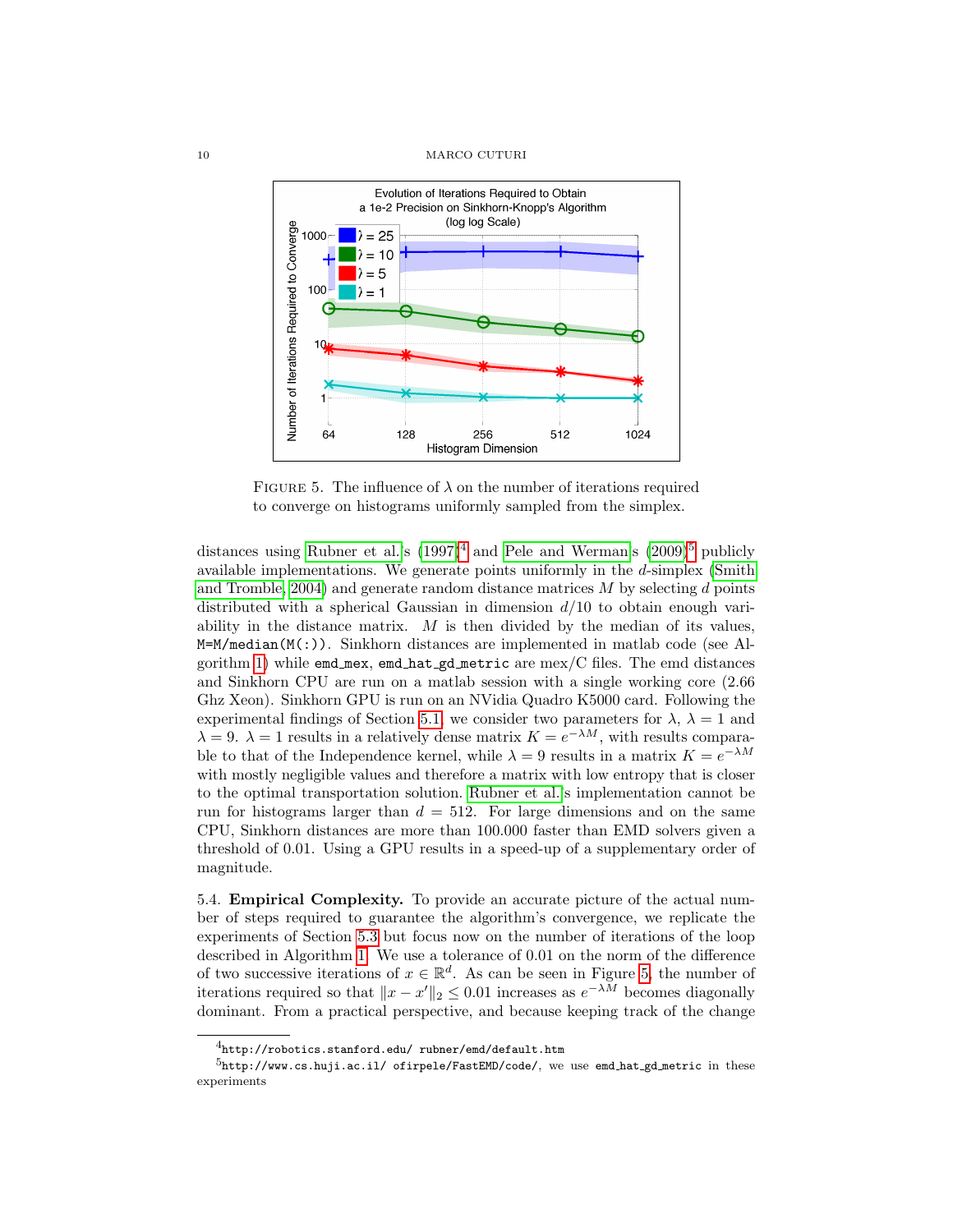FIGURE 5. The influence of $\lambda$ on the number of iterations required to converge on histograms uniformly sampled from the simplex.

distances using Rubner et al.'s (1997)[4] and Pele and Werman's (2009)[5] publicly available implementations. We generate points uniformly in the $d$-simplex (Smith and Tromble, 2004) and generate random distance matrices $M$ by selecting $d$ points distributed with a spherical Gaussian in dimension $d/10$ to obtain enough variability in the distance matrix. $M$ is then divided by the median of its values, `M=M/median(M(:))`. Sinkhorn distances are implemented in matlab code (see Algorithm 1) while `emd_mex`, `emd_hat_gd_metric` are mex/C files. The emd distances and Sinkhorn CPU are run on a matlab session with a single working core (2.66 Ghz Xeon). Sinkhorn GPU is run on an NVidia Quadro K5000 card. Following the experimental findings of Section 5.1, we consider two parameters for $\lambda$, $\lambda = 1$ and $\lambda = 9$. $\lambda = 1$ results in a relatively dense matrix $K = e^{-\lambda M}$, with results comparable to that of the Independence kernel, while $\lambda = 9$ results in a matrix $K = e^{-\lambda M}$ with mostly negligible values and therefore a matrix with low entropy that is closer to the optimal transportation solution. Rubner et al.'s implementation cannot be run for histograms larger than $d = 512$. For large dimensions and on the same CPU, Sinkhorn distances are more than 100.000 faster than EMD solvers given a threshold of 0.01. Using a GPU results in a speed-up of a supplementary order of magnitude.

5.4. **Empirical Complexity.** To provide an accurate picture of the actual number of steps required to guarantee the algorithm's convergence, we replicate the experiments of Section 5.3 but focus now on the number of iterations of the loop described in Algorithm 1. We use a tolerance of 0.01 on the norm of the difference of two successive iterations of $x \in \mathbb{R}^d$. As can be seen in Figure 5, the number of iterations required so that $\|x - x'\|_2 \leq 0.01$ increases as $e^{-\lambda M}$ becomes diagonally dominant. From a practical perspective, and because keeping track of the change

[4] `http://robotics.stanford.edu/ rubner/emd/default.htm`

[5] `http://www.cs.huji.ac.il/ ofirpele/FastEMD/code/`, we use `emd_hat_gd_metric` in these experiments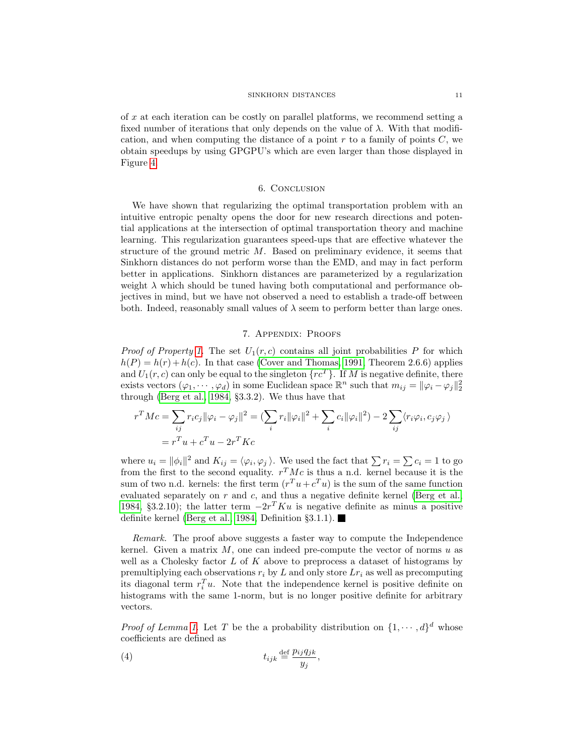of $x$ at each iteration can be costly on parallel platforms, we recommend setting a fixed number of iterations that only depends on the value of $\lambda$. With that modification, and when computing the distance of a point $r$ to a family of points $C$, we obtain speedups by using GPGPU's which are even larger than those displayed in Figure 4.

## 6. Conclusion

We have shown that regularizing the optimal transportation problem with an intuitive entropic penalty opens the door for new research directions and potential applications at the intersection of optimal transportation theory and machine learning. This regularization guarantees speed-ups that are effective whatever the structure of the ground metric $M$. Based on preliminary evidence, it seems that Sinkhorn distances do not perform worse than the EMD, and may in fact perform better in applications. Sinkhorn distances are parameterized by a regularization weight $\lambda$ which should be tuned having both computational and performance objectives in mind, but we have not observed a need to establish a trade-off between both. Indeed, reasonably small values of $\lambda$ seem to perform better than large ones.

## 7. Appendix: Proofs

*Proof of Property 1.* The set $U_1(r,c)$ contains all joint probabilities $P$ for which $h(P) = h(r) + h(c)$. In that case (Cover and Thomas, 1991, Theorem 2.6.6) applies and $U_1(r,c)$ can only be equal to the singleton $\{rc^T\}$. If $M$ is negative definite, there exists vectors $(\varphi_1, \cdots, \varphi_d)$ in some Euclidean space $\mathbb{R}^n$ such that $m_{ij} = \|\varphi_i - \varphi_j\|_2^2$ through (Berg et al., 1984, §3.3.2). We thus have that

$$
\begin{aligned}
r^T M c &= \sum_{ij} r_i c_j \|\varphi_i - \varphi_j\|^2 = \Big(\sum_i r_i \|\varphi_i\|^2 + \sum_i c_i \|\varphi_i\|^2\Big) - 2 \sum_{ij} \langle r_i \varphi_i, c_j \varphi_j \rangle \\
&= r^T u + c^T u - 2 r^T K c
\end{aligned}
$$

where $u_i = \|\phi_i\|^2$ and $K_{ij} = \langle \varphi_i, \varphi_j \rangle$. We used the fact that $\sum r_i = \sum c_i = 1$ to go from the first to the second equality. $r^T M c$ is thus a n.d. kernel because it is the sum of two n.d. kernels: the first term $(r^T u + c^T u)$ is the sum of the same function evaluated separately on $r$ and $c$, and thus a negative definite kernel (Berg et al., 1984, §3.2.10); the latter term $-2 r^T K u$ is negative definite as minus a positive definite kernel (Berg et al., 1984, Definition §3.1.1). ■

*Remark.* The proof above suggests a faster way to compute the Independence kernel. Given a matrix $M$, one can indeed pre-compute the vector of norms $u$ as well as a Cholesky factor $L$ of $K$ above to preprocess a dataset of histograms by premultiplying each observations $r_i$ by $L$ and only store $L r_i$ as well as precomputing its diagonal term $r_i^T u$. Note that the independence kernel is positive definite on histograms with the same 1-norm, but is no longer positive definite for arbitrary vectors.

*Proof of Lemma 1.* Let $T$ be the a probability distribution on $\{1, \cdots, d\}^d$ whose coefficients are defined as

$$
t_{ijk} \stackrel{\text{def}}{=} \frac{p_{ij} q_{jk}}{y_j}, \tag{4}
$$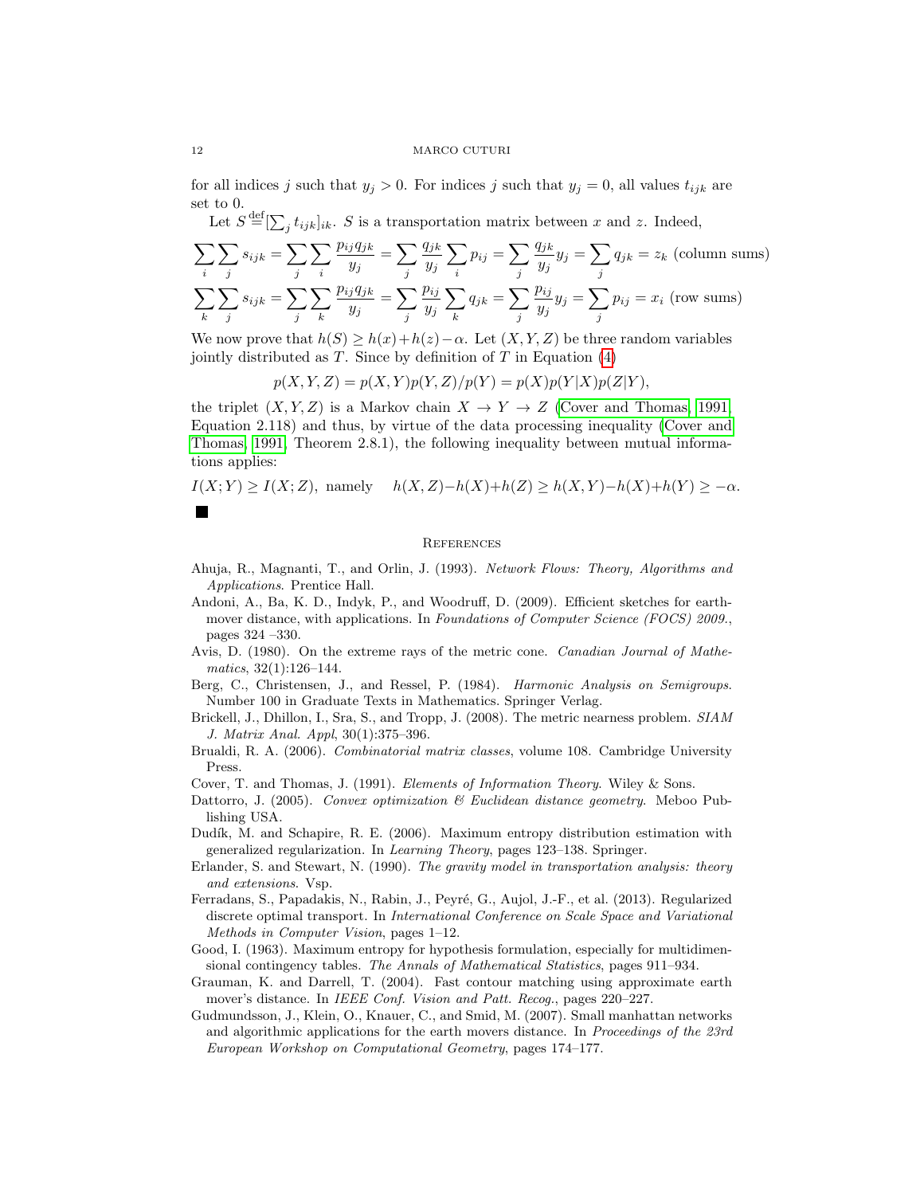for all indices $j$ such that $y_j > 0$. For indices $j$ such that $y_j = 0$, all values $t_{ijk}$ are set to 0.

Let $S \stackrel{\text{def}}{=} [\sum_j t_{ijk}]_{ik}$. $S$ is a transportation matrix between $x$ and $z$. Indeed,

$$\sum_i \sum_j s_{ijk} = \sum_j \sum_i \frac{p_{ij} q_{jk}}{y_j} = \sum_j \frac{q_{jk}}{y_j} \sum_i p_{ij} = \sum_j \frac{q_{jk}}{y_j} y_j = \sum_j q_{jk} = z_k \text{ (column sums)}$$

$$\sum_k \sum_j s_{ijk} = \sum_j \sum_k \frac{p_{ij} q_{jk}}{y_j} = \sum_j \frac{p_{ij}}{y_j} \sum_k q_{jk} = \sum_j \frac{p_{ij}}{y_j} y_j = \sum_j p_{ij} = x_i \text{ (row sums)}$$

We now prove that $h(S) \geq h(x) + h(z) - \alpha$. Let $(X, Y, Z)$ be three random variables jointly distributed as $T$. Since by definition of $T$ in Equation (4)

$$p(X, Y, Z) = p(X, Y) p(Y, Z)/p(Y) = p(X) p(Y|X) p(Z|Y),$$

the triplet $(X, Y, Z)$ is a Markov chain $X \to Y \to Z$ (Cover and Thomas, 1991, Equation 2.118) and thus, by virtue of the data processing inequality (Cover and Thomas, 1991, Theorem 2.8.1), the following inequality between mutual informations applies:

$$I(X;Y) \geq I(X;Z), \text{ namely } \quad h(X,Z) - h(X) + h(Z) \geq h(X,Y) - h(X) + h(Y) \geq -\alpha.$$

■

## References

Ahuja, R., Magnanti, T., and Orlin, J. (1993). *Network Flows: Theory, Algorithms and Applications*. Prentice Hall.

Andoni, A., Ba, K. D., Indyk, P., and Woodruff, D. (2009). Efficient sketches for earth-mover distance, with applications. In *Foundations of Computer Science (FOCS) 2009.*, pages 324 –330.

Avis, D. (1980). On the extreme rays of the metric cone. *Canadian Journal of Mathematics*, 32(1):126–144.

Berg, C., Christensen, J., and Ressel, P. (1984). *Harmonic Analysis on Semigroups*. Number 100 in Graduate Texts in Mathematics. Springer Verlag.

Brickell, J., Dhillon, I., Sra, S., and Tropp, J. (2008). The metric nearness problem. *SIAM J. Matrix Anal. Appl*, 30(1):375–396.

Brualdi, R. A. (2006). *Combinatorial matrix classes*, volume 108. Cambridge University Press.

Cover, T. and Thomas, J. (1991). *Elements of Information Theory*. Wiley & Sons.

Dattorro, J. (2005). *Convex optimization & Euclidean distance geometry*. Meboo Publishing USA.

Dudík, M. and Schapire, R. E. (2006). Maximum entropy distribution estimation with generalized regularization. In *Learning Theory*, pages 123–138. Springer.

Erlander, S. and Stewart, N. (1990). *The gravity model in transportation analysis: theory and extensions*. Vsp.

Ferradans, S., Papadakis, N., Rabin, J., Peyré, G., Aujol, J.-F., et al. (2013). Regularized discrete optimal transport. In *International Conference on Scale Space and Variational Methods in Computer Vision*, pages 1–12.

Good, I. (1963). Maximum entropy for hypothesis formulation, especially for multidimensional contingency tables. *The Annals of Mathematical Statistics*, pages 911–934.

Grauman, K. and Darrell, T. (2004). Fast contour matching using approximate earth mover's distance. In *IEEE Conf. Vision and Patt. Recog.*, pages 220–227.

Gudmundsson, J., Klein, O., Knauer, C., and Smid, M. (2007). Small manhattan networks and algorithmic applications for the earth movers distance. In *Proceedings of the 23rd European Workshop on Computational Geometry*, pages 174–177.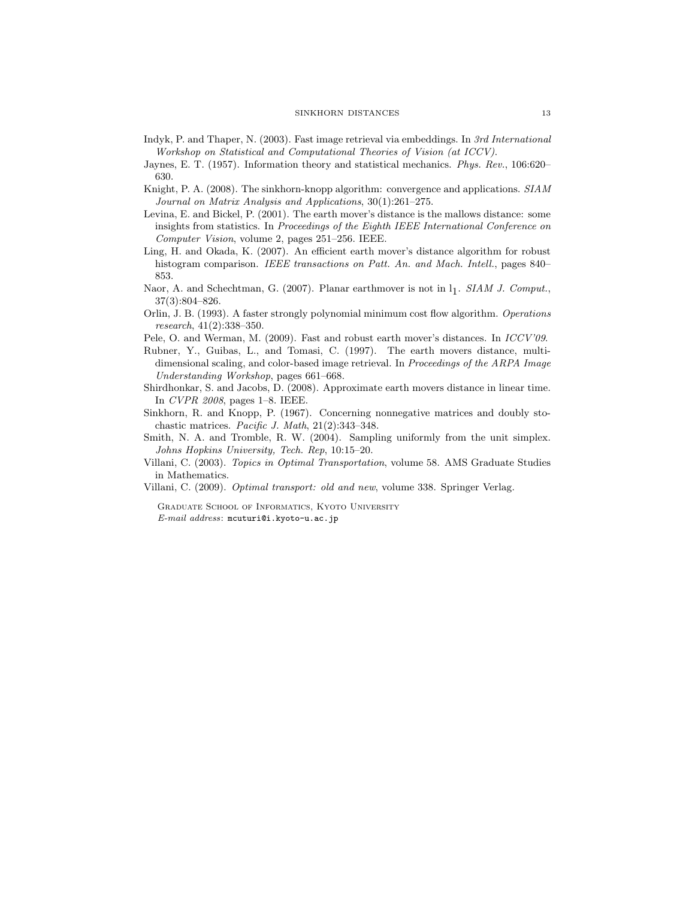Indyk, P. and Thaper, N. (2003). Fast image retrieval via embeddings. In *3rd International Workshop on Statistical and Computational Theories of Vision (at ICCV)*.

Jaynes, E. T. (1957). Information theory and statistical mechanics. *Phys. Rev.*, 106:620–630.

Knight, P. A. (2008). The sinkhorn-knopp algorithm: convergence and applications. *SIAM Journal on Matrix Analysis and Applications*, 30(1):261–275.

Levina, E. and Bickel, P. (2001). The earth mover's distance is the mallows distance: some insights from statistics. In *Proceedings of the Eighth IEEE International Conference on Computer Vision*, volume 2, pages 251–256. IEEE.

Ling, H. and Okada, K. (2007). An efficient earth mover's distance algorithm for robust histogram comparison. *IEEE transactions on Patt. An. and Mach. Intell.*, pages 840–853.

Naor, A. and Schechtman, G. (2007). Planar earthmover is not in $l_1$. *SIAM J. Comput.*, 37(3):804–826.

Orlin, J. B. (1993). A faster strongly polynomial minimum cost flow algorithm. *Operations research*, 41(2):338–350.

Pele, O. and Werman, M. (2009). Fast and robust earth mover's distances. In *ICCV'09*.

Rubner, Y., Guibas, L., and Tomasi, C. (1997). The earth movers distance, multi-dimensional scaling, and color-based image retrieval. In *Proceedings of the ARPA Image Understanding Workshop*, pages 661–668.

Shirdhonkar, S. and Jacobs, D. (2008). Approximate earth movers distance in linear time. In *CVPR 2008*, pages 1–8. IEEE.

Sinkhorn, R. and Knopp, P. (1967). Concerning nonnegative matrices and doubly stochastic matrices. *Pacific J. Math*, 21(2):343–348.

Smith, N. A. and Tromble, R. W. (2004). Sampling uniformly from the unit simplex. *Johns Hopkins University, Tech. Rep*, 10:15–20.

Villani, C. (2003). *Topics in Optimal Transportation*, volume 58. AMS Graduate Studies in Mathematics.

Villani, C. (2009). *Optimal transport: old and new*, volume 338. Springer Verlag.

Graduate School of Informatics, Kyoto University
*E-mail address*: `mcuturi@i.kyoto-u.ac.jp`